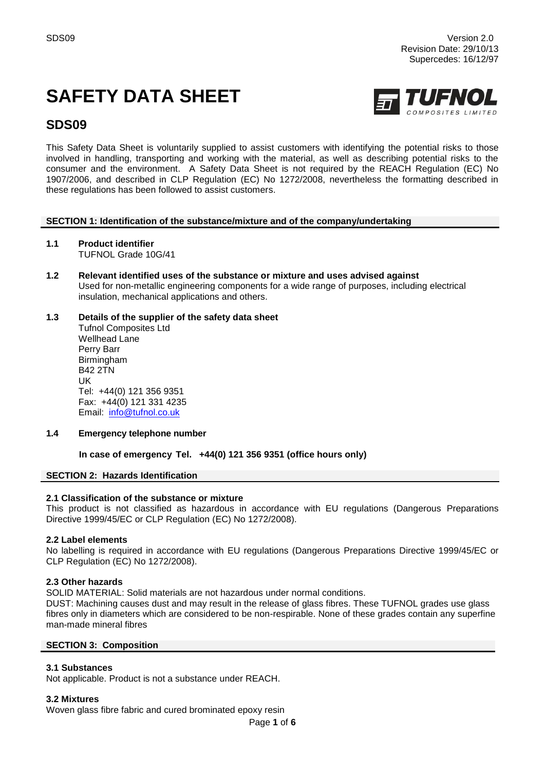# SAFETY DATA SHEET

## SDS09

This Safety Data Sheet is voluntarily supplied to assist customers with identifying the potential risks to those involved in handling, transporting and working with the material, as well as describing potential risks to the consumer and the environment. A Safety Data Sheet is not required by the REACH Regulation (EC) No 1907/2006, and described in CLP Regulation (EC) No 1272/2008, nevertheless the formatting described in these regulations has been followed to assist customers.

### SECTION 1: Identification of the substance/mixture and of the company/undertaking

**1.1 Product identifier**
TUFNOL Grade 10G/41

**1.2 Relevant identified uses of the substance or mixture and uses advised against**
Used for non-metallic engineering components for a wide range of purposes, including electrical insulation, mechanical applications and others.

**1.3 Details of the supplier of the safety data sheet**
Tufnol Composites Ltd
Wellhead Lane
Perry Barr
Birmingham
B42 2TN
UK
Tel: +44(0) 121 356 9351
Fax: +44(0) 121 331 4235
Email: info@tufnol.co.uk

**1.4 Emergency telephone number**

**In case of emergency Tel. +44(0) 121 356 9351 (office hours only)**

### SECTION 2: Hazards Identification

**2.1 Classification of the substance or mixture**
This product is not classified as hazardous in accordance with EU regulations (Dangerous Preparations Directive 1999/45/EC or CLP Regulation (EC) No 1272/2008).

**2.2 Label elements**
No labelling is required in accordance with EU regulations (Dangerous Preparations Directive 1999/45/EC or CLP Regulation (EC) No 1272/2008).

**2.3 Other hazards**
SOLID MATERIAL: Solid materials are not hazardous under normal conditions.
DUST: Machining causes dust and may result in the release of glass fibres. These TUFNOL grades use glass fibres only in diameters which are considered to be non-respirable. None of these grades contain any superfine man-made mineral fibres

### SECTION 3: Composition

**3.1 Substances**
Not applicable. Product is not a substance under REACH.

**3.2 Mixtures**
Woven glass fibre fabric and cured brominated epoxy resin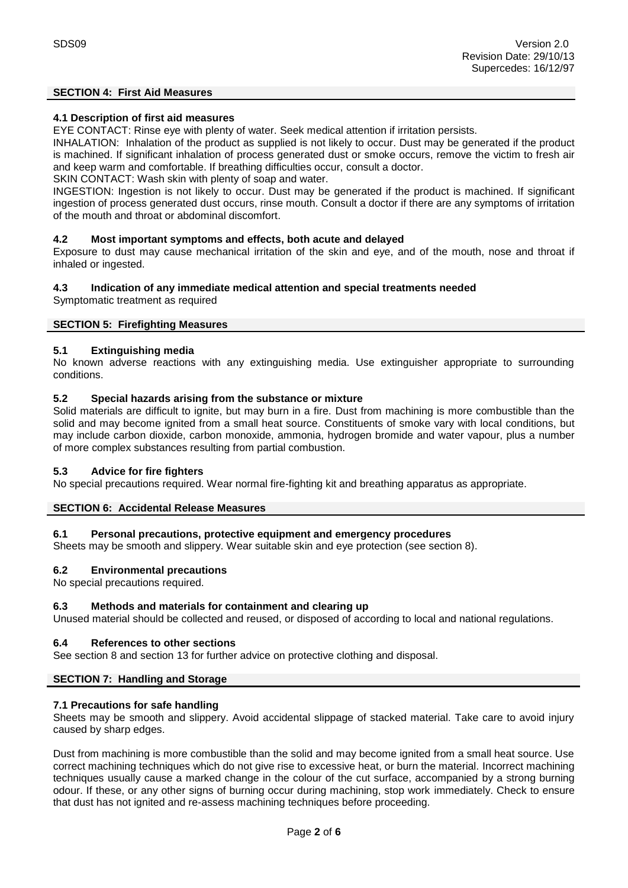## SECTION 4: First Aid Measures

### 4.1 Description of first aid measures

EYE CONTACT: Rinse eye with plenty of water. Seek medical attention if irritation persists.

INHALATION: Inhalation of the product as supplied is not likely to occur. Dust may be generated if the product is machined. If significant inhalation of process generated dust or smoke occurs, remove the victim to fresh air and keep warm and comfortable. If breathing difficulties occur, consult a doctor.

SKIN CONTACT: Wash skin with plenty of soap and water.

INGESTION: Ingestion is not likely to occur. Dust may be generated if the product is machined. If significant ingestion of process generated dust occurs, rinse mouth. Consult a doctor if there are any symptoms of irritation of the mouth and throat or abdominal discomfort.

### 4.2 Most important symptoms and effects, both acute and delayed

Exposure to dust may cause mechanical irritation of the skin and eye, and of the mouth, nose and throat if inhaled or ingested.

### 4.3 Indication of any immediate medical attention and special treatments needed

Symptomatic treatment as required

## SECTION 5: Firefighting Measures

### 5.1 Extinguishing media

No known adverse reactions with any extinguishing media. Use extinguisher appropriate to surrounding conditions.

### 5.2 Special hazards arising from the substance or mixture

Solid materials are difficult to ignite, but may burn in a fire. Dust from machining is more combustible than the solid and may become ignited from a small heat source. Constituents of smoke vary with local conditions, but may include carbon dioxide, carbon monoxide, ammonia, hydrogen bromide and water vapour, plus a number of more complex substances resulting from partial combustion.

### 5.3 Advice for fire fighters

No special precautions required. Wear normal fire-fighting kit and breathing apparatus as appropriate.

## SECTION 6: Accidental Release Measures

### 6.1 Personal precautions, protective equipment and emergency procedures

Sheets may be smooth and slippery. Wear suitable skin and eye protection (see section 8).

### 6.2 Environmental precautions

No special precautions required.

### 6.3 Methods and materials for containment and clearing up

Unused material should be collected and reused, or disposed of according to local and national regulations.

### 6.4 References to other sections

See section 8 and section 13 for further advice on protective clothing and disposal.

## SECTION 7: Handling and Storage

### 7.1 Precautions for safe handling

Sheets may be smooth and slippery. Avoid accidental slippage of stacked material. Take care to avoid injury caused by sharp edges.

Dust from machining is more combustible than the solid and may become ignited from a small heat source. Use correct machining techniques which do not give rise to excessive heat, or burn the material. Incorrect machining techniques usually cause a marked change in the colour of the cut surface, accompanied by a strong burning odour. If these, or any other signs of burning occur during machining, stop work immediately. Check to ensure that dust has not ignited and re-assess machining techniques before proceeding.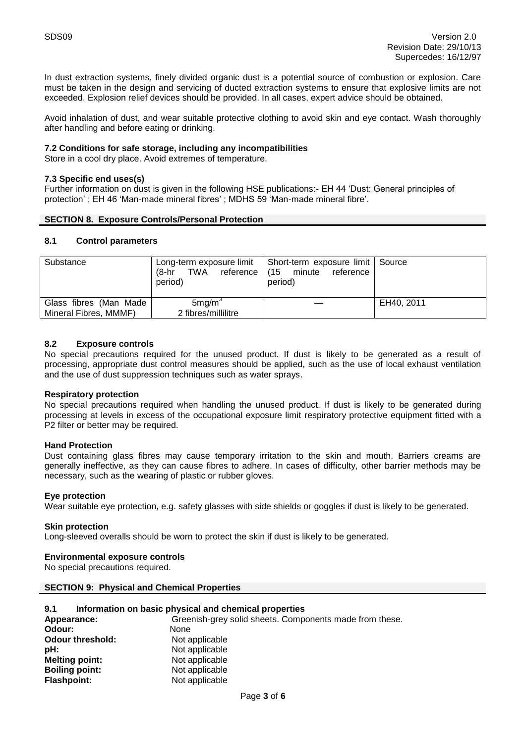In dust extraction systems, finely divided organic dust is a potential source of combustion or explosion. Care must be taken in the design and servicing of ducted extraction systems to ensure that explosive limits are not exceeded. Explosion relief devices should be provided. In all cases, expert advice should be obtained.

Avoid inhalation of dust, and wear suitable protective clothing to avoid skin and eye contact. Wash thoroughly after handling and before eating or drinking.

### 7.2 Conditions for safe storage, including any incompatibilities

Store in a cool dry place. Avoid extremes of temperature.

### 7.3 Specific end uses(s)

Further information on dust is given in the following HSE publications:- EH 44 'Dust: General principles of protection' ; EH 46 'Man-made mineral fibres' ; MDHS 59 'Man-made mineral fibre'.

## SECTION 8. Exposure Controls/Personal Protection

### 8.1 Control parameters

| Substance | Long-term exposure limit (8-hr TWA reference period) | Short-term exposure limit (15 minute reference period) | Source |
|---|---|---|---|
| Glass fibres (Man Made Mineral Fibres, MMMF) | $5mg/m^3$<br>2 fibres/millilitre | — | EH40, 2011 |

### 8.2 Exposure controls

No special precautions required for the unused product. If dust is likely to be generated as a result of processing, appropriate dust control measures should be applied, such as the use of local exhaust ventilation and the use of dust suppression techniques such as water sprays.

**Respiratory protection**

No special precautions required when handling the unused product. If dust is likely to be generated during processing at levels in excess of the occupational exposure limit respiratory protective equipment fitted with a P2 filter or better may be required.

**Hand Protection**

Dust containing glass fibres may cause temporary irritation to the skin and mouth. Barriers creams are generally ineffective, as they can cause fibres to adhere. In cases of difficulty, other barrier methods may be necessary, such as the wearing of plastic or rubber gloves.

**Eye protection**

Wear suitable eye protection, e.g. safety glasses with side shields or goggles if dust is likely to be generated.

**Skin protection**

Long-sleeved overalls should be worn to protect the skin if dust is likely to be generated.

**Environmental exposure controls**

No special precautions required.

## SECTION 9: Physical and Chemical Properties

### 9.1 Information on basic physical and chemical properties

**Appearance:** Greenish-grey solid sheets. Components made from these.
**Odour:** None
**Odour threshold:** Not applicable
**pH:** Not applicable
**Melting point:** Not applicable
**Boiling point:** Not applicable
**Flashpoint:** Not applicable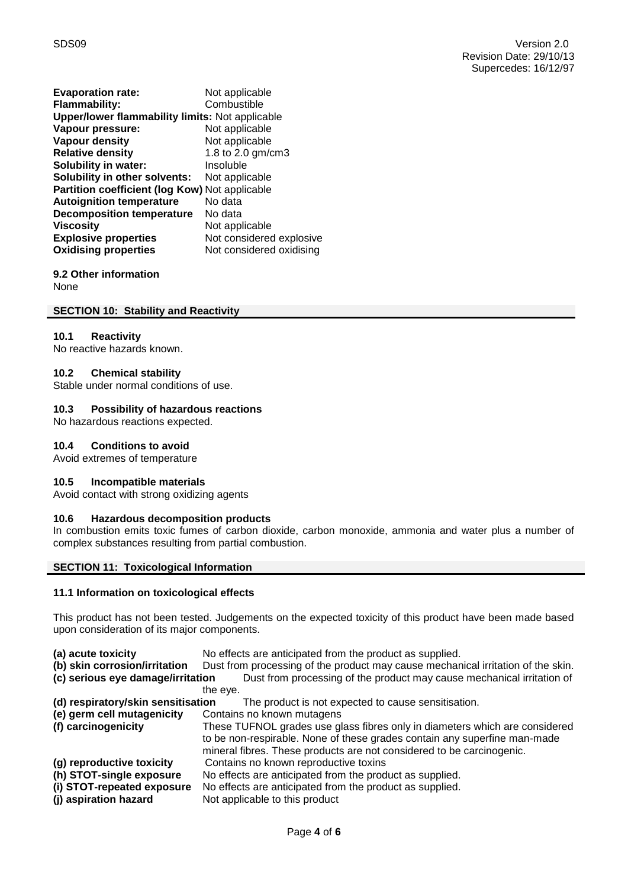**Evaporation rate:** Not applicable
**Flammability:** Combustible
**Upper/lower flammability limits:** Not applicable
**Vapour pressure:** Not applicable
**Vapour density** Not applicable
**Relative density** 1.8 to 2.0 gm/cm3
**Solubility in water:** Insoluble
**Solubility in other solvents:** Not applicable
**Partition coefficient (log Kow)** Not applicable
**Autoignition temperature** No data
**Decomposition temperature** No data
**Viscosity** Not applicable
**Explosive properties** Not considered explosive
**Oxidising properties** Not considered oxidising

**9.2 Other information**
None

## SECTION 10: Stability and Reactivity

### 10.1 Reactivity
No reactive hazards known.

### 10.2 Chemical stability
Stable under normal conditions of use.

### 10.3 Possibility of hazardous reactions
No hazardous reactions expected.

### 10.4 Conditions to avoid
Avoid extremes of temperature

### 10.5 Incompatible materials
Avoid contact with strong oxidizing agents

### 10.6 Hazardous decomposition products
In combustion emits toxic fumes of carbon dioxide, carbon monoxide, ammonia and water plus a number of complex substances resulting from partial combustion.

## SECTION 11: Toxicological Information

### 11.1 Information on toxicological effects

This product has not been tested. Judgements on the expected toxicity of this product have been made based upon consideration of its major components.

**(a) acute toxicity** No effects are anticipated from the product as supplied.
**(b) skin corrosion/irritation** Dust from processing of the product may cause mechanical irritation of the skin.
**(c) serious eye damage/irritation** Dust from processing of the product may cause mechanical irritation of the eye.
**(d) respiratory/skin sensitisation** The product is not expected to cause sensitisation.
**(e) germ cell mutagenicity** Contains no known mutagens
**(f) carcinogenicity** These TUFNOL grades use glass fibres only in diameters which are considered to be non-respirable. None of these grades contain any superfine man-made mineral fibres. These products are not considered to be carcinogenic.
**(g) reproductive toxicity** Contains no known reproductive toxins
**(h) STOT-single exposure** No effects are anticipated from the product as supplied.
**(i) STOT-repeated exposure** No effects are anticipated from the product as supplied.
**(j) aspiration hazard** Not applicable to this product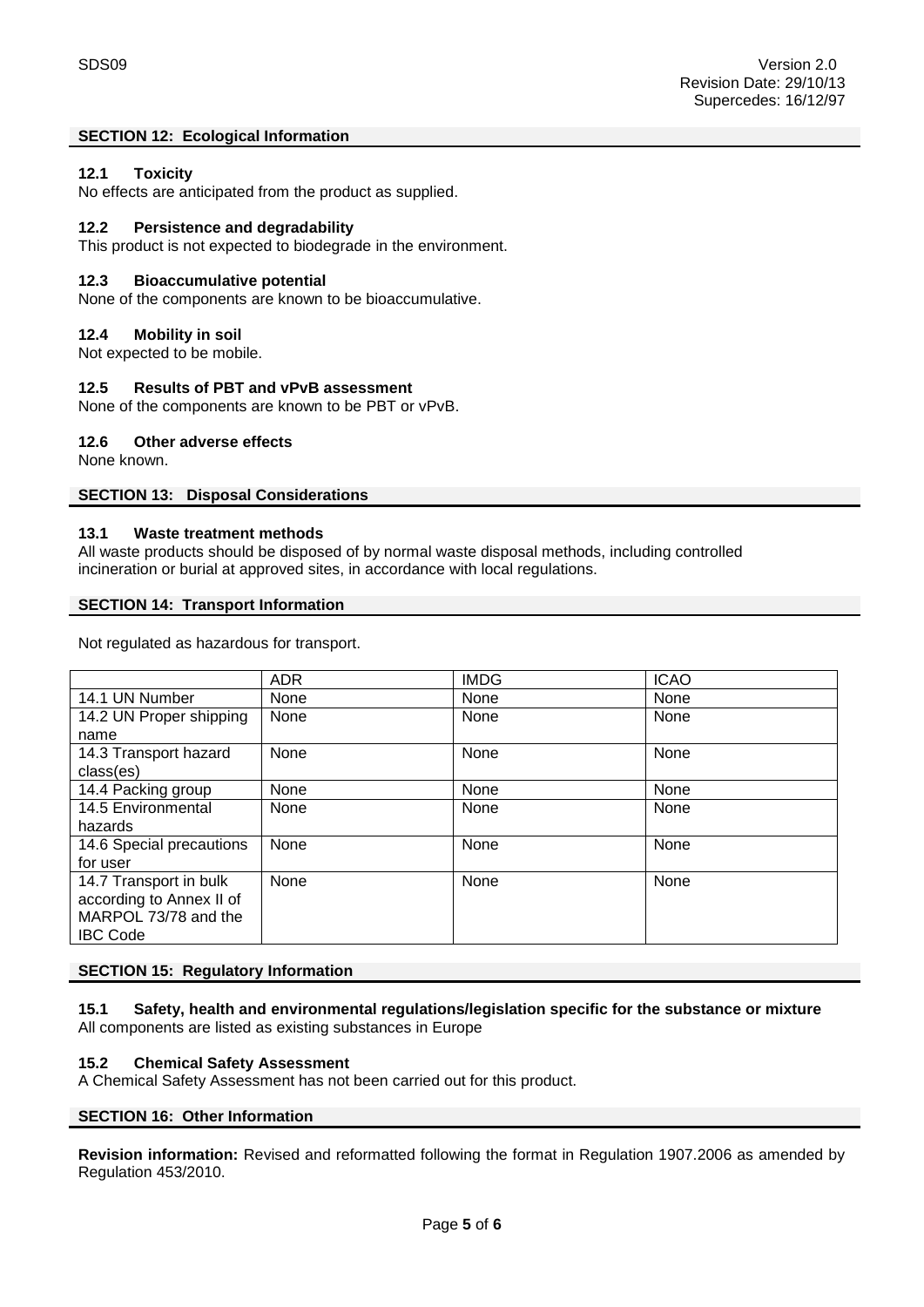## SECTION 12: Ecological Information

### 12.1 Toxicity

No effects are anticipated from the product as supplied.

### 12.2 Persistence and degradability

This product is not expected to biodegrade in the environment.

### 12.3 Bioaccumulative potential

None of the components are known to be bioaccumulative.

### 12.4 Mobility in soil

Not expected to be mobile.

### 12.5 Results of PBT and vPvB assessment

None of the components are known to be PBT or vPvB.

### 12.6 Other adverse effects

None known.

## SECTION 13: Disposal Considerations

### 13.1 Waste treatment methods

All waste products should be disposed of by normal waste disposal methods, including controlled incineration or burial at approved sites, in accordance with local regulations.

## SECTION 14: Transport Information

Not regulated as hazardous for transport.

| | ADR | IMDG | ICAO |
|---|---|---|---|
| 14.1 UN Number | None | None | None |
| 14.2 UN Proper shipping name | None | None | None |
| 14.3 Transport hazard class(es) | None | None | None |
| 14.4 Packing group | None | None | None |
| 14.5 Environmental hazards | None | None | None |
| 14.6 Special precautions for user | None | None | None |
| 14.7 Transport in bulk according to Annex II of MARPOL 73/78 and the IBC Code | None | None | None |

## SECTION 15: Regulatory Information

### 15.1 Safety, health and environmental regulations/legislation specific for the substance or mixture

All components are listed as existing substances in Europe

### 15.2 Chemical Safety Assessment

A Chemical Safety Assessment has not been carried out for this product.

## SECTION 16: Other Information

**Revision information:** Revised and reformatted following the format in Regulation 1907.2006 as amended by Regulation 453/2010.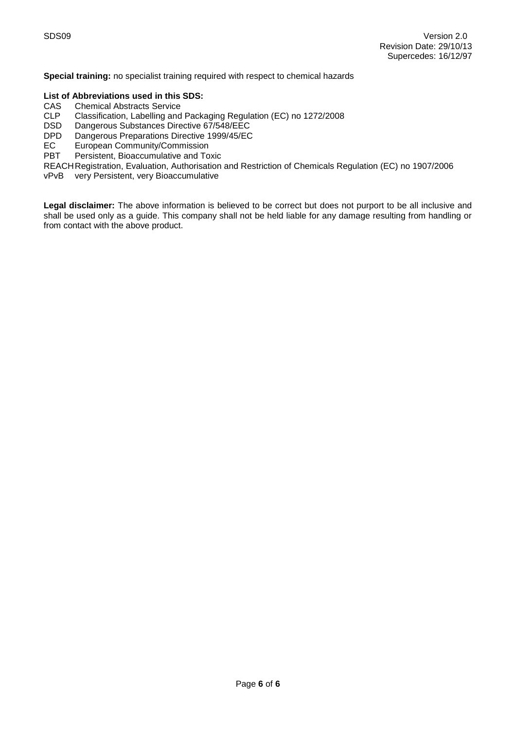**Special training:** no specialist training required with respect to chemical hazards

**List of Abbreviations used in this SDS:**

| | |
|---|---|
| CAS | Chemical Abstracts Service |
| CLP | Classification, Labelling and Packaging Regulation (EC) no 1272/2008 |
| DSD | Dangerous Substances Directive 67/548/EEC |
| DPD | Dangerous Preparations Directive 1999/45/EC |
| EC | European Community/Commission |
| PBT | Persistent, Bioaccumulative and Toxic |
| REACH | Registration, Evaluation, Authorisation and Restriction of Chemicals Regulation (EC) no 1907/2006 |
| vPvB | very Persistent, very Bioaccumulative |

**Legal disclaimer:** The above information is believed to be correct but does not purport to be all inclusive and shall be used only as a guide. This company shall not be held liable for any damage resulting from handling or from contact with the above product.